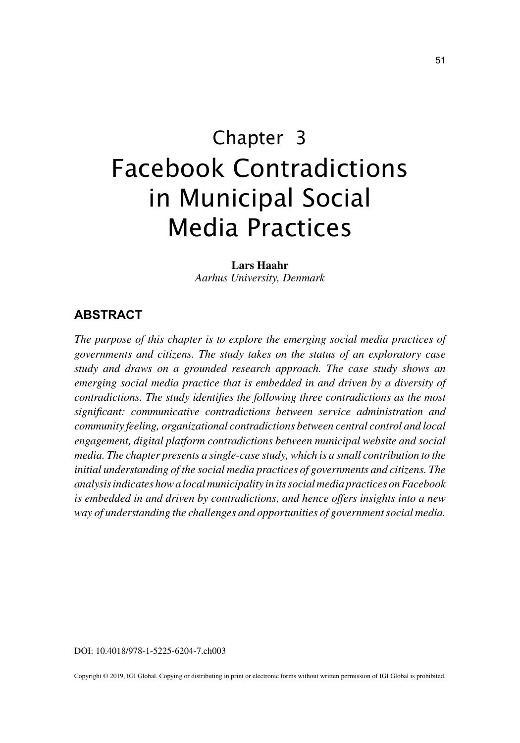# Chapter 3
# Facebook Contradictions in Municipal Social Media Practices

**Lars Haahr**
*Aarhus University, Denmark*

## ABSTRACT

*The purpose of this chapter is to explore the emerging social media practices of governments and citizens. The study takes on the status of an exploratory case study and draws on a grounded research approach. The case study shows an emerging social media practice that is embedded in and driven by a diversity of contradictions. The study identifies the following three contradictions as the most significant: communicative contradictions between service administration and community feeling, organizational contradictions between central control and local engagement, digital platform contradictions between municipal website and social media. The chapter presents a single-case study, which is a small contribution to the initial understanding of the social media practices of governments and citizens. The analysis indicates how a local municipality in its social media practices on Facebook is embedded in and driven by contradictions, and hence offers insights into a new way of understanding the challenges and opportunities of government social media.*

DOI: 10.4018/978-1-5225-6204-7.ch003

Copyright © 2019, IGI Global. Copying or distributing in print or electronic forms without written permission of IGI Global is prohibited.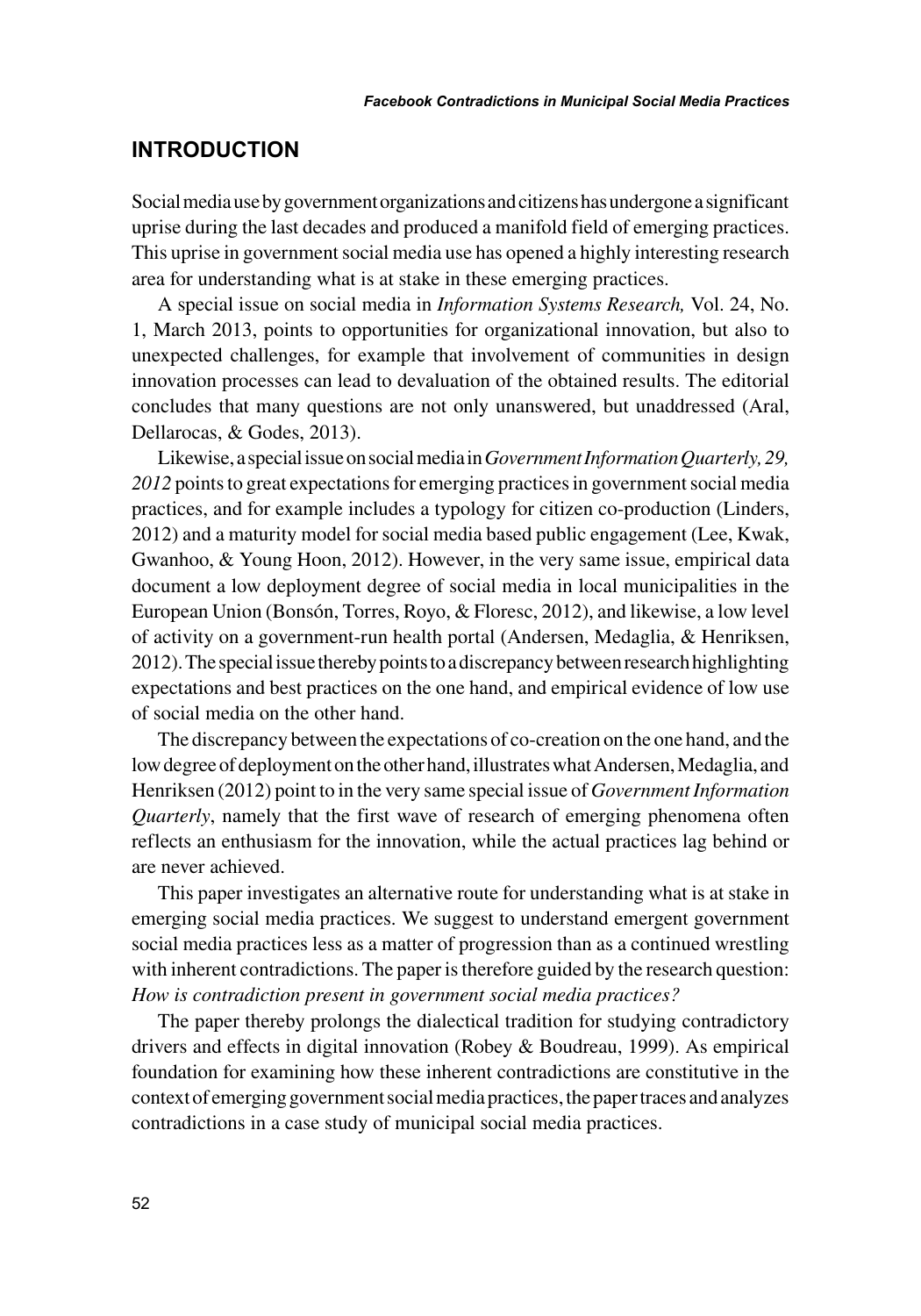## INTRODUCTION

Social media use by government organizations and citizens has undergone a significant uprise during the last decades and produced a manifold field of emerging practices. This uprise in government social media use has opened a highly interesting research area for understanding what is at stake in these emerging practices.

A special issue on social media in *Information Systems Research,* Vol. 24, No. 1, March 2013, points to opportunities for organizational innovation, but also to unexpected challenges, for example that involvement of communities in design innovation processes can lead to devaluation of the obtained results. The editorial concludes that many questions are not only unanswered, but unaddressed (Aral, Dellarocas, & Godes, 2013).

Likewise, a special issue on social media in *Government Information Quarterly, 29, 2012* points to great expectations for emerging practices in government social media practices, and for example includes a typology for citizen co-production (Linders, 2012) and a maturity model for social media based public engagement (Lee, Kwak, Gwanhoo, & Young Hoon, 2012). However, in the very same issue, empirical data document a low deployment degree of social media in local municipalities in the European Union (Bonsón, Torres, Royo, & Floresc, 2012), and likewise, a low level of activity on a government-run health portal (Andersen, Medaglia, & Henriksen, 2012). The special issue thereby points to a discrepancy between research highlighting expectations and best practices on the one hand, and empirical evidence of low use of social media on the other hand.

The discrepancy between the expectations of co-creation on the one hand, and the low degree of deployment on the other hand, illustrates what Andersen, Medaglia, and Henriksen (2012) point to in the very same special issue of *Government Information Quarterly*, namely that the first wave of research of emerging phenomena often reflects an enthusiasm for the innovation, while the actual practices lag behind or are never achieved.

This paper investigates an alternative route for understanding what is at stake in emerging social media practices. We suggest to understand emergent government social media practices less as a matter of progression than as a continued wrestling with inherent contradictions. The paper is therefore guided by the research question: *How is contradiction present in government social media practices?*

The paper thereby prolongs the dialectical tradition for studying contradictory drivers and effects in digital innovation (Robey & Boudreau, 1999). As empirical foundation for examining how these inherent contradictions are constitutive in the context of emerging government social media practices, the paper traces and analyzes contradictions in a case study of municipal social media practices.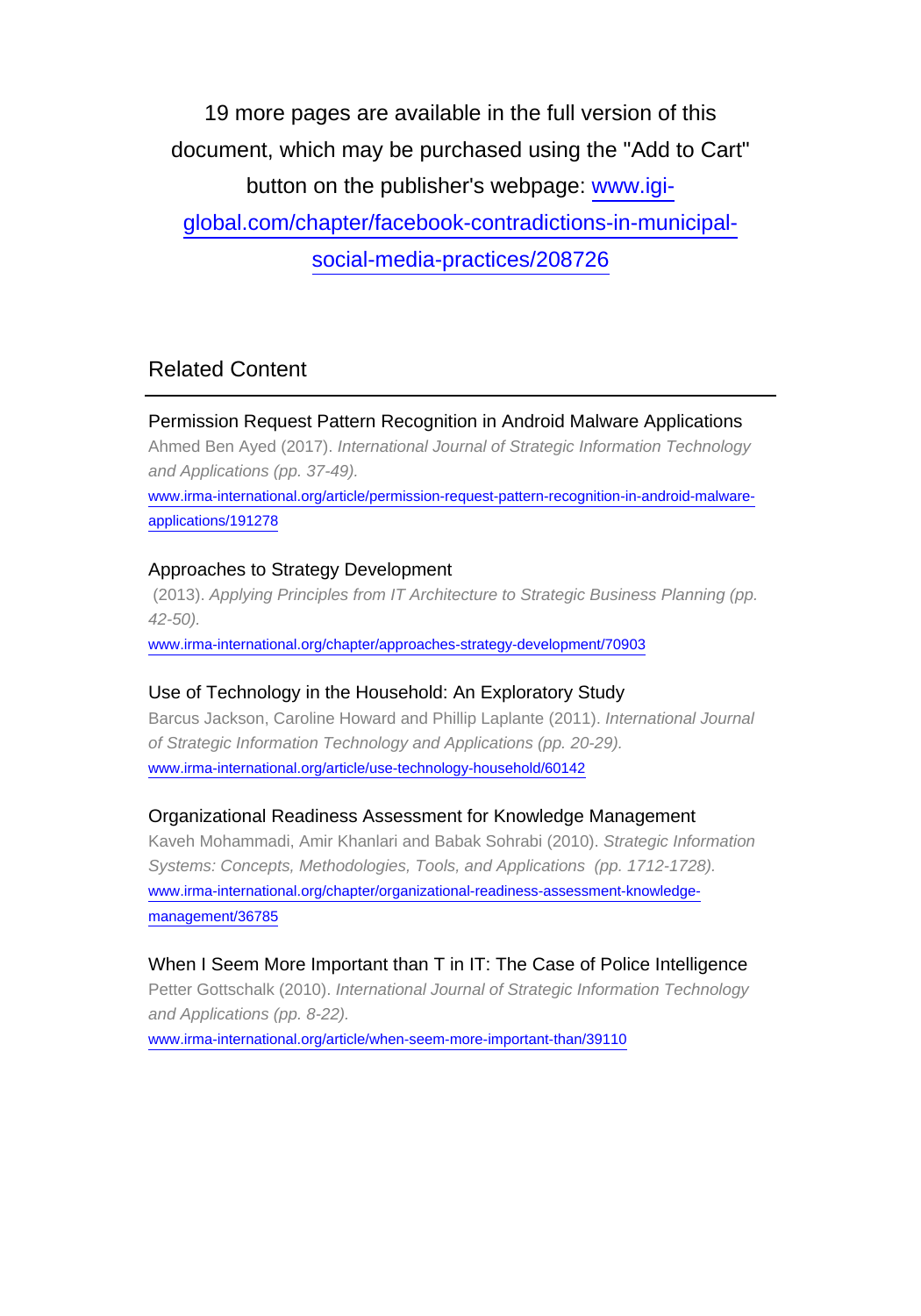19 more pages are available in the full version of this document, which may be purchased using the "Add to Cart" button on the publisher's webpage: [www.igi-global.com/chapter/facebook-contradictions-in-municipal-social-media-practices/208726](www.igi-global.com/chapter/facebook-contradictions-in-municipal-social-media-practices/208726)

## Related Content

Permission Request Pattern Recognition in Android Malware Applications
Ahmed Ben Ayed (2017). *International Journal of Strategic Information Technology and Applications (pp. 37-49).*
[www.irma-international.org/article/permission-request-pattern-recognition-in-android-malware-applications/191278](www.irma-international.org/article/permission-request-pattern-recognition-in-android-malware-applications/191278)

Approaches to Strategy Development
(2013). *Applying Principles from IT Architecture to Strategic Business Planning (pp. 42-50).*
[www.irma-international.org/chapter/approaches-strategy-development/70903](www.irma-international.org/chapter/approaches-strategy-development/70903)

Use of Technology in the Household: An Exploratory Study
Barcus Jackson, Caroline Howard and Phillip Laplante (2011). *International Journal of Strategic Information Technology and Applications (pp. 20-29).*
[www.irma-international.org/article/use-technology-household/60142](www.irma-international.org/article/use-technology-household/60142)

Organizational Readiness Assessment for Knowledge Management
Kaveh Mohammadi, Amir Khanlari and Babak Sohrabi (2010). *Strategic Information Systems: Concepts, Methodologies, Tools, and Applications (pp. 1712-1728).*
[www.irma-international.org/chapter/organizational-readiness-assessment-knowledge-management/36785](www.irma-international.org/chapter/organizational-readiness-assessment-knowledge-management/36785)

When I Seem More Important than T in IT: The Case of Police Intelligence
Petter Gottschalk (2010). *International Journal of Strategic Information Technology and Applications (pp. 8-22).*
[www.irma-international.org/article/when-seem-more-important-than/39110](www.irma-international.org/article/when-seem-more-important-than/39110)